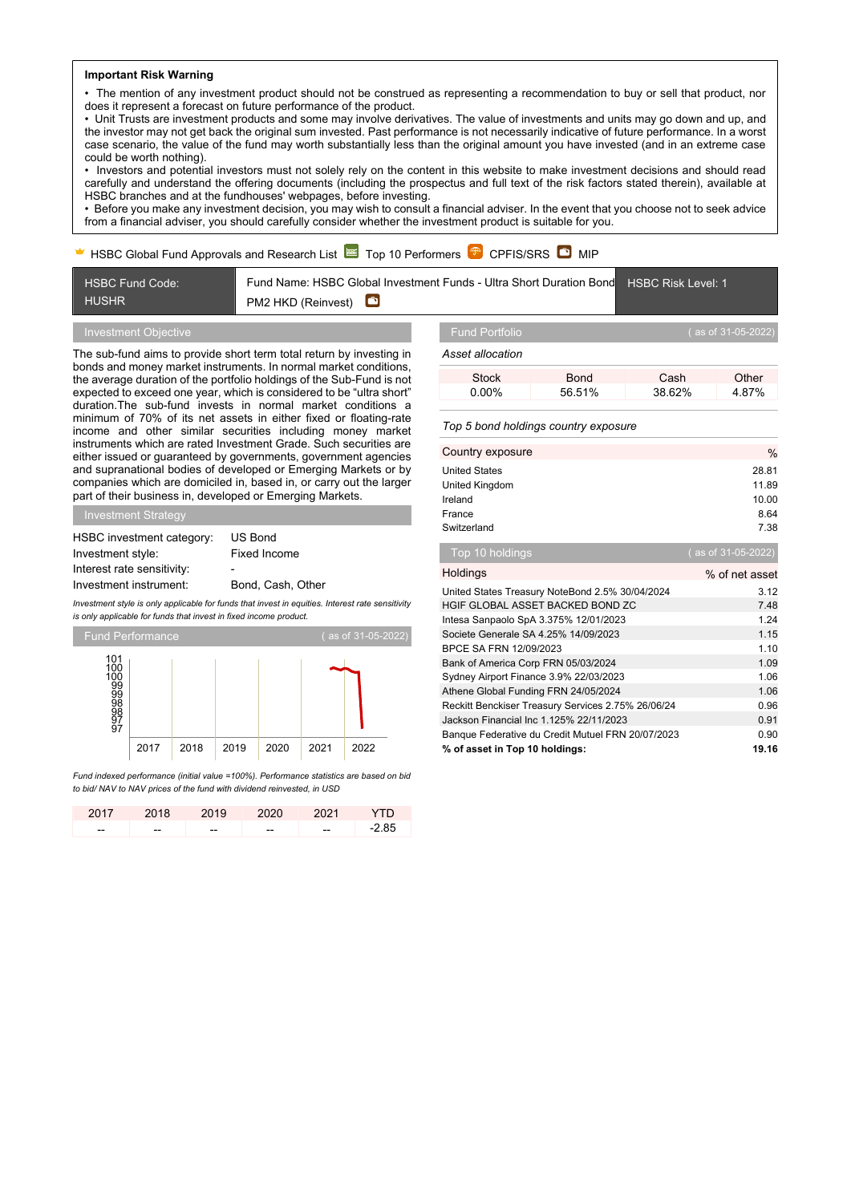**Important Risk Warning**

- The mention of any investment product should not be construed as representing a recommendation to buy or sell that product, nor does it represent a forecast on future performance of the product.
- Unit Trusts are investment products and some may involve derivatives. The value of investments and units may go down and up, and the investor may not get back the original sum invested. Past performance is not necessarily indicative of future performance. In a worst case scenario, the value of the fund may worth substantially less than the original amount you have invested (and in an extreme case could be worth nothing).
- Investors and potential investors must not solely rely on the content in this website to make investment decisions and should read carefully and understand the offering documents (including the prospectus and full text of the risk factors stated therein), available at HSBC branches and at the fundhouses' webpages, before investing.
- Before you make any investment decision, you may wish to consult a financial adviser. In the event that you choose not to seek advice from a financial adviser, you should carefully consider whether the investment product is suitable for you.

HSBC Global Fund Approvals and Research List | Top 10 Performers | CPFIS/SRS | MIP

| HSBC Fund Code: HUSHR | Fund Name: HSBC Global Investment Funds - Ultra Short Duration Bond PM2 HKD (Reinvest) | HSBC Risk Level: 1 |
|---|---|---|

## Investment Objective

The sub-fund aims to provide short term total return by investing in bonds and money market instruments. In normal market conditions, the average duration of the portfolio holdings of the Sub-Fund is not expected to exceed one year, which is considered to be "ultra short" duration.The sub-fund invests in normal market conditions a minimum of 70% of its net assets in either fixed or floating-rate income and other similar securities including money market instruments which are rated Investment Grade. Such securities are either issued or guaranteed by governments, government agencies and supranational bodies of developed or Emerging Markets or by companies which are domiciled in, based in, or carry out the larger part of their business in, developed or Emerging Markets.

## Investment Strategy

| | |
|---|---|
| HSBC investment category: | US Bond |
| Investment style: | Fixed Income |
| Interest rate sensitivity: | - |
| Investment instrument: | Bond, Cash, Other |

*Investment style is only applicable for funds that invest in equities. Interest rate sensitivity is only applicable for funds that invest in fixed income product.*

## Fund Performance

( as of 31-05-2022)

*Fund indexed performance (initial value =100%). Performance statistics are based on bid to bid/ NAV to NAV prices of the fund with dividend reinvested, in USD*

| 2017 | 2018 | 2019 | 2020 | 2021 | YTD |
|---|---|---|---|---|---|
| -- | -- | -- | -- | -- | -2.85 |

## Fund Portfolio

( as of 31-05-2022)

*Asset allocation*

| Stock | Bond | Cash | Other |
|---|---|---|---|
| 0.00% | 56.51% | 38.62% | 4.87% |

*Top 5 bond holdings country exposure*

| Country exposure | % |
|---|---|
| United States | 28.81 |
| United Kingdom | 11.89 |
| Ireland | 10.00 |
| France | 8.64 |
| Switzerland | 7.38 |

## Top 10 holdings

( as of 31-05-2022)

| Holdings | % of net asset |
|---|---|
| United States Treasury NoteBond 2.5% 30/04/2024 | 3.12 |
| HGIF GLOBAL ASSET BACKED BOND ZC | 7.48 |
| Intesa Sanpaolo SpA 3.375% 12/01/2023 | 1.24 |
| Societe Generale SA 4.25% 14/09/2023 | 1.15 |
| BPCE SA FRN 12/09/2023 | 1.10 |
| Bank of America Corp FRN 05/03/2024 | 1.09 |
| Sydney Airport Finance 3.9% 22/03/2023 | 1.06 |
| Athene Global Funding FRN 24/05/2024 | 1.06 |
| Reckitt Benckiser Treasury Services 2.75% 26/06/24 | 0.96 |
| Jackson Financial Inc 1.125% 22/11/2023 | 0.91 |
| Banque Federative du Credit Mutuel FRN 20/07/2023 | 0.90 |
| **% of asset in Top 10 holdings:** | **19.16** |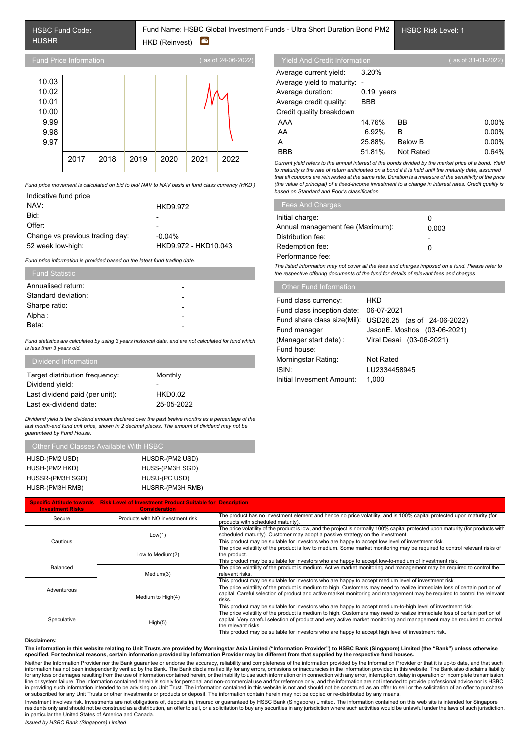| HSBC Fund Code: HUSHR | Fund Name: HSBC Global Investment Funds - Ultra Short Duration Bond PM2 HKD (Reinvest) | HSBC Risk Level: 1 |
|---|---|---|

## Fund Price Information ( as of 24-06-2022)

10.03
10.02
10.01
10.00
9.99
9.98
9.97

2017 2018 2019 2020 2021 2022

*Fund price movement is calculated on bid to bid/ NAV to NAV basis in fund class currency (HKD )*

| Indicative fund price | |
|---|---|
| NAV: | HKD9.972 |
| Bid: | - |
| Offer: | - |
| Change vs previous trading day: | -0.04% |
| 52 week low-high: | HKD9.972 - HKD10.043 |

*Fund price information is provided based on the latest fund trading date.*

## Fund Statistic

| | |
|---|---|
| Annualised return: | - |
| Standard deviation: | - |
| Sharpe ratio: | - |
| Alpha : | - |
| Beta: | - |

*Fund statistics are calculated by using 3 years historical data, and are not calculated for fund which is less than 3 years old.*

## Dividend Information

| | |
|---|---|
| Target distribution frequency: | Monthly |
| Dividend yield: | - |
| Last dividend paid (per unit): | HKD0.02 |
| Last ex-dividend date: | 25-05-2022 |

*Dividend yield is the dividend amount declared over the past twelve months as a percentage of the last month-end fund unit price, shown in 2 decimal places. The amount of dividend may not be guaranteed by Fund House.*

## Other Fund Classes Available With HSBC

| | |
|---|---|
| HUSD-(PM2 USD) | HUSDR-(PM2 USD) |
| HUSH-(PM2 HKD) | HUSS-(PM3H SGD) |
| HUSSR-(PM3H SGD) | HUSU-(PC USD) |
| HUSR-(PM3H RMB) | HUSRR-(PM3H RMB) |

## Yield And Credit Information ( as of 31-01-2022)

| | | | |
|---|---|---|---|
| Average current yield: | 3.20% | | |
| Average yield to maturity: | - | | |
| Average duration: | 0.19 years | | |
| Average credit quality: | BBB | | |
| Credit quality breakdown | | | |
| AAA | 14.76% | BB | 0.00% |
| AA | 6.92% | B | 0.00% |
| A | 25.88% | Below B | 0.00% |
| BBB | 51.81% | Not Rated | 0.64% |

*Current yield refers to the annual interest of the bonds divided by the market price of a bond. Yield to maturity is the rate of return anticipated on a bond if it is held until the maturity date, assumed that all coupons are reinvested at the same rate. Duration is a measure of the sensitivity of the price (the value of principal) of a fixed-income investment to a change in interest rates. Credit quality is based on Standard and Poor's classification.*

## Fees And Charges

| | |
|---|---|
| Initial charge: | 0 |
| Annual management fee (Maximum): | 0.003 |
| Distribution fee: | - |
| Redemption fee: | 0 |
| Performance fee: | |

*The listed information may not cover all the fees and charges imposed on a fund. Please refer to the respective offering documents of the fund for details of relevant fees and charges*

## Other Fund Information

| | |
|---|---|
| Fund class currency: | HKD |
| Fund class inception date: | 06-07-2021 |
| Fund share class size(Mil): | USD26.25 (as of 24-06-2022) |
| Fund manager (Manager start date) : | JasonE. Moshos (03-06-2021) Viral Desai (03-06-2021) |
| Fund house: | |
| Morningstar Rating: | Not Rated |
| ISIN: | LU2334458945 |
| Initial Invesment Amount: | 1,000 |

| Specific Attitude towards Investment Risks | Risk Level of Investment Product Suitable for Consideration | Description |
|---|---|---|
| Secure | Products with NO investment risk | The product has no investment element and hence no price volatility, and is 100% capital protected upon maturity (for products with scheduled maturity). |
| Cautious | Low(1) | The price volatility of the product is low, and the project is normally 100% capital protected upon maturity (for products with scheduled maturity). Customer may adopt a passive strategy on the investment. This product may be suitable for investors who are happy to accept low level of investment risk. |
| | Low to Medium(2) | The price volatility of the product is low to medium. Some market monitoring may be required to control relevant risks of the product. This product may be suitable for investors who are happy to accept low-to-medium level of investment risk. |
| Balanced | Medium(3) | The price volatility of the product is medium. Active market monitoring and management may be required to control the relevant risks. This product may be suitable for investors who are happy to accept medium level of investment risk. |
| Adventurous | Medium to High(4) | The price volatility of the product is medium to high. Customers may need to realize immediate loss of certain portion of capital. Careful selection of product and active market monitoring and management may be required to control the relevant risks. This product may be suitable for investors who are happy to accept medium-to-high level of investment risk. |
| Speculative | High(5) | The price volatility of the product is medium to high. Customers may need to realize immediate loss of certain portion of capital. Very careful selection of product and very active market monitoring and management may be required to control the relevant risks. This product may be suitable for investors who are happy to accept high level of investment risk. |

**Disclaimers:**

**The information in this website relating to Unit Trusts are provided by Morningstar Asia Limited ("Information Provider") to HSBC Bank (Singapore) Limited (the "Bank") unless otherwise specified. For technical reasons, certain information provided by Information Provider may be different from that supplied by the respective fund houses.**

Neither the Information Provider nor the Bank guarantee or endorse the accuracy, reliability and completeness of the information provided by the Information Provider or that it is up-to date, and that such information has not been independently verified by the Bank. The Bank disclaims liability for any errors, omissions or inaccuracies in the information provided in this website. The Bank also disclaims liability for any loss or damages resulting from the use of information contained herein, or the inability to use such information or in connection with any error, interruption, delay in operation or incomplete transmission, line or system failure. The information contained herein is solely for personal and non-commercial use and for reference only, and the information are not intended to provide professional advice nor is HSBC, in providing such information intended to be advising on Unit Trust. The information contained in this website is not and should not be construed as an offer to sell or the solicitation of an offer to purchase or subscribed for any Unit Trusts or other investments or products or deposit. The information contain herein may not be copied or re-distributed by any means.

Investment involves risk. Investments are not obligations of, deposits in, insured or guaranteed by HSBC Bank (Singapore) Limited. The information contained on this web site is intended for Singapore residents only and should not be construed as a distribution, an offer to sell, or a solicitation to buy any securities in any jurisdiction where such activities would be unlawful under the laws of such jurisdiction, in particular the United States of America and Canada.

*Issued by HSBC Bank (Singapore) Limited*